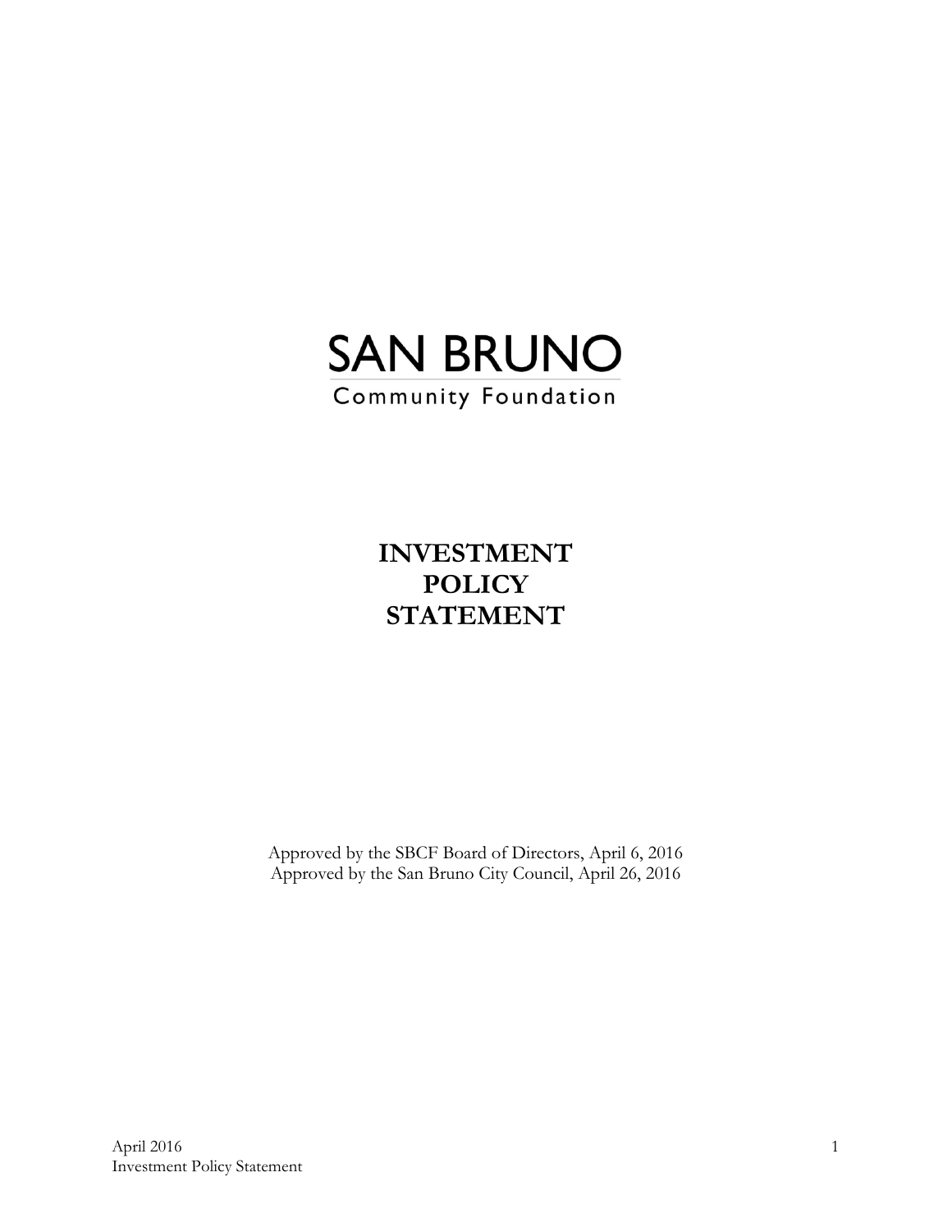# SAN BRUNO

Community Foundation

# INVESTMENT POLICY STATEMENT

Approved by the SBCF Board of Directors, April 6, 2016
Approved by the San Bruno City Council, April 26, 2016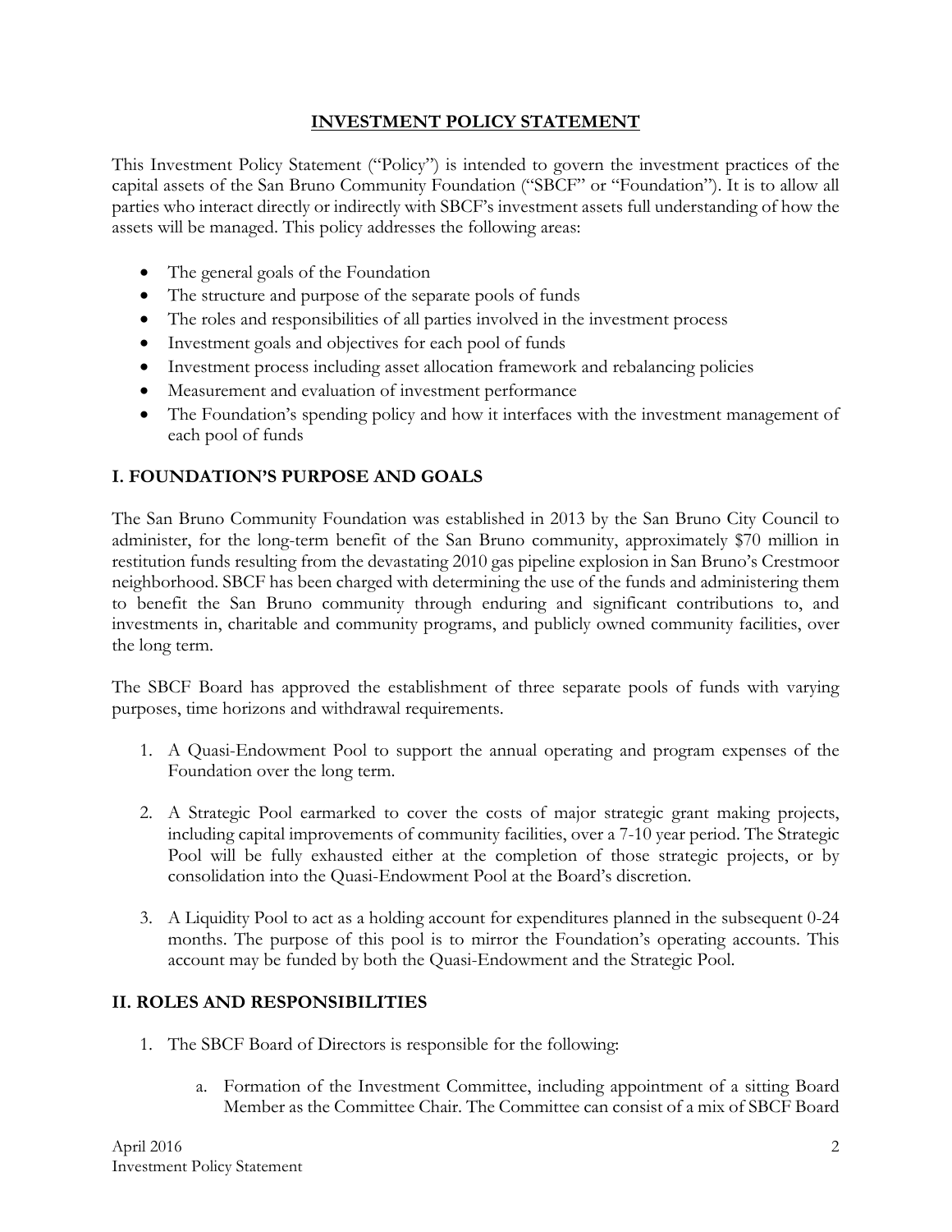## INVESTMENT POLICY STATEMENT

This Investment Policy Statement ("Policy") is intended to govern the investment practices of the capital assets of the San Bruno Community Foundation ("SBCF" or "Foundation"). It is to allow all parties who interact directly or indirectly with SBCF's investment assets full understanding of how the assets will be managed. This policy addresses the following areas:

- The general goals of the Foundation
- The structure and purpose of the separate pools of funds
- The roles and responsibilities of all parties involved in the investment process
- Investment goals and objectives for each pool of funds
- Investment process including asset allocation framework and rebalancing policies
- Measurement and evaluation of investment performance
- The Foundation's spending policy and how it interfaces with the investment management of each pool of funds

### I. FOUNDATION'S PURPOSE AND GOALS

The San Bruno Community Foundation was established in 2013 by the San Bruno City Council to administer, for the long-term benefit of the San Bruno community, approximately $70 million in restitution funds resulting from the devastating 2010 gas pipeline explosion in San Bruno's Crestmoor neighborhood. SBCF has been charged with determining the use of the funds and administering them to benefit the San Bruno community through enduring and significant contributions to, and investments in, charitable and community programs, and publicly owned community facilities, over the long term.

The SBCF Board has approved the establishment of three separate pools of funds with varying purposes, time horizons and withdrawal requirements.

1. A Quasi-Endowment Pool to support the annual operating and program expenses of the Foundation over the long term.

2. A Strategic Pool earmarked to cover the costs of major strategic grant making projects, including capital improvements of community facilities, over a 7-10 year period. The Strategic Pool will be fully exhausted either at the completion of those strategic projects, or by consolidation into the Quasi-Endowment Pool at the Board's discretion.

3. A Liquidity Pool to act as a holding account for expenditures planned in the subsequent 0-24 months. The purpose of this pool is to mirror the Foundation's operating accounts. This account may be funded by both the Quasi-Endowment and the Strategic Pool.

### II. ROLES AND RESPONSIBILITIES

1. The SBCF Board of Directors is responsible for the following:

   a. Formation of the Investment Committee, including appointment of a sitting Board Member as the Committee Chair. The Committee can consist of a mix of SBCF Board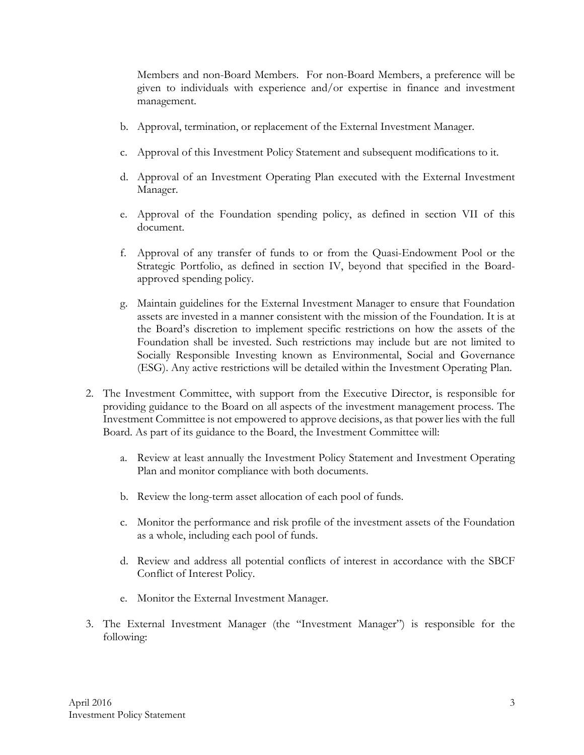Members and non-Board Members. For non-Board Members, a preference will be given to individuals with experience and/or expertise in finance and investment management.

   b. Approval, termination, or replacement of the External Investment Manager.

   c. Approval of this Investment Policy Statement and subsequent modifications to it.

   d. Approval of an Investment Operating Plan executed with the External Investment Manager.

   e. Approval of the Foundation spending policy, as defined in section VII of this document.

   f. Approval of any transfer of funds to or from the Quasi-Endowment Pool or the Strategic Portfolio, as defined in section IV, beyond that specified in the Board-approved spending policy.

   g. Maintain guidelines for the External Investment Manager to ensure that Foundation assets are invested in a manner consistent with the mission of the Foundation. It is at the Board's discretion to implement specific restrictions on how the assets of the Foundation shall be invested. Such restrictions may include but are not limited to Socially Responsible Investing known as Environmental, Social and Governance (ESG). Any active restrictions will be detailed within the Investment Operating Plan.

2. The Investment Committee, with support from the Executive Director, is responsible for providing guidance to the Board on all aspects of the investment management process. The Investment Committee is not empowered to approve decisions, as that power lies with the full Board. As part of its guidance to the Board, the Investment Committee will:

   a. Review at least annually the Investment Policy Statement and Investment Operating Plan and monitor compliance with both documents.

   b. Review the long-term asset allocation of each pool of funds.

   c. Monitor the performance and risk profile of the investment assets of the Foundation as a whole, including each pool of funds.

   d. Review and address all potential conflicts of interest in accordance with the SBCF Conflict of Interest Policy.

   e. Monitor the External Investment Manager.

3. The External Investment Manager (the "Investment Manager") is responsible for the following: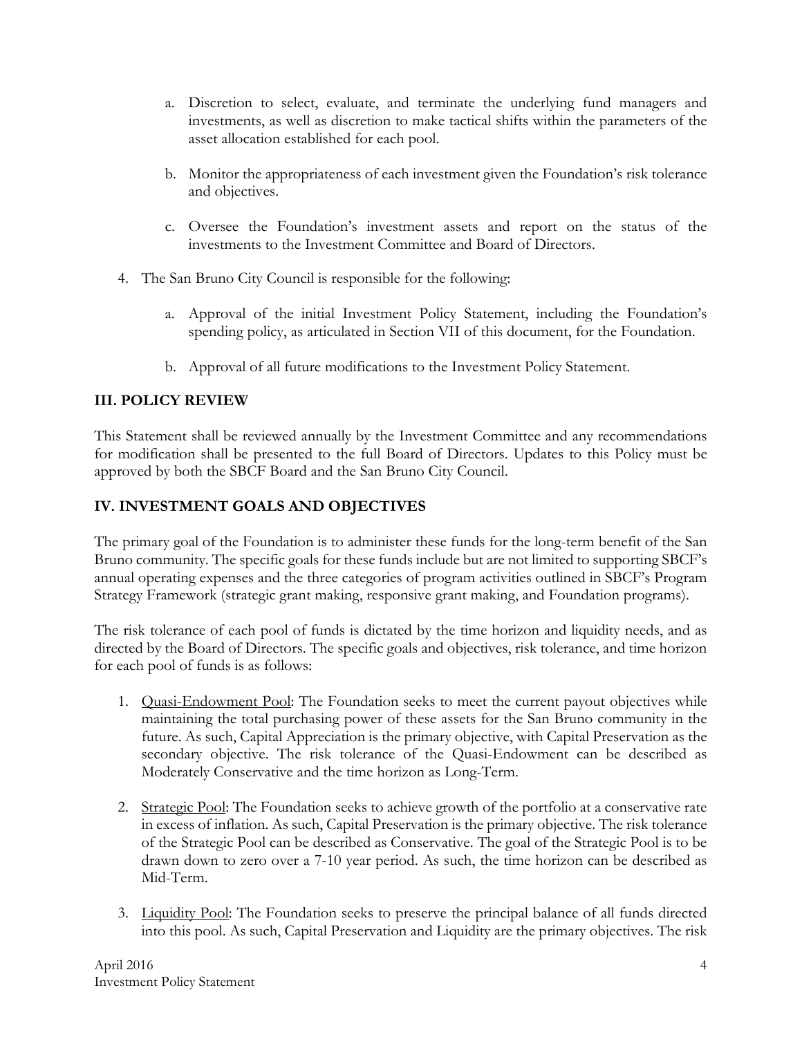a. Discretion to select, evaluate, and terminate the underlying fund managers and investments, as well as discretion to make tactical shifts within the parameters of the asset allocation established for each pool.

   b. Monitor the appropriateness of each investment given the Foundation's risk tolerance and objectives.

   c. Oversee the Foundation's investment assets and report on the status of the investments to the Investment Committee and Board of Directors.

4. The San Bruno City Council is responsible for the following:

   a. Approval of the initial Investment Policy Statement, including the Foundation's spending policy, as articulated in Section VII of this document, for the Foundation.

   b. Approval of all future modifications to the Investment Policy Statement.

## III. POLICY REVIEW

This Statement shall be reviewed annually by the Investment Committee and any recommendations for modification shall be presented to the full Board of Directors. Updates to this Policy must be approved by both the SBCF Board and the San Bruno City Council.

## IV. INVESTMENT GOALS AND OBJECTIVES

The primary goal of the Foundation is to administer these funds for the long-term benefit of the San Bruno community. The specific goals for these funds include but are not limited to supporting SBCF's annual operating expenses and the three categories of program activities outlined in SBCF's Program Strategy Framework (strategic grant making, responsive grant making, and Foundation programs).

The risk tolerance of each pool of funds is dictated by the time horizon and liquidity needs, and as directed by the Board of Directors. The specific goals and objectives, risk tolerance, and time horizon for each pool of funds is as follows:

1. <u>Quasi-Endowment Pool</u>: The Foundation seeks to meet the current payout objectives while maintaining the total purchasing power of these assets for the San Bruno community in the future. As such, Capital Appreciation is the primary objective, with Capital Preservation as the secondary objective. The risk tolerance of the Quasi-Endowment can be described as Moderately Conservative and the time horizon as Long-Term.

2. <u>Strategic Pool</u>: The Foundation seeks to achieve growth of the portfolio at a conservative rate in excess of inflation. As such, Capital Preservation is the primary objective. The risk tolerance of the Strategic Pool can be described as Conservative. The goal of the Strategic Pool is to be drawn down to zero over a 7-10 year period. As such, the time horizon can be described as Mid-Term.

3. <u>Liquidity Pool</u>: The Foundation seeks to preserve the principal balance of all funds directed into this pool. As such, Capital Preservation and Liquidity are the primary objectives. The risk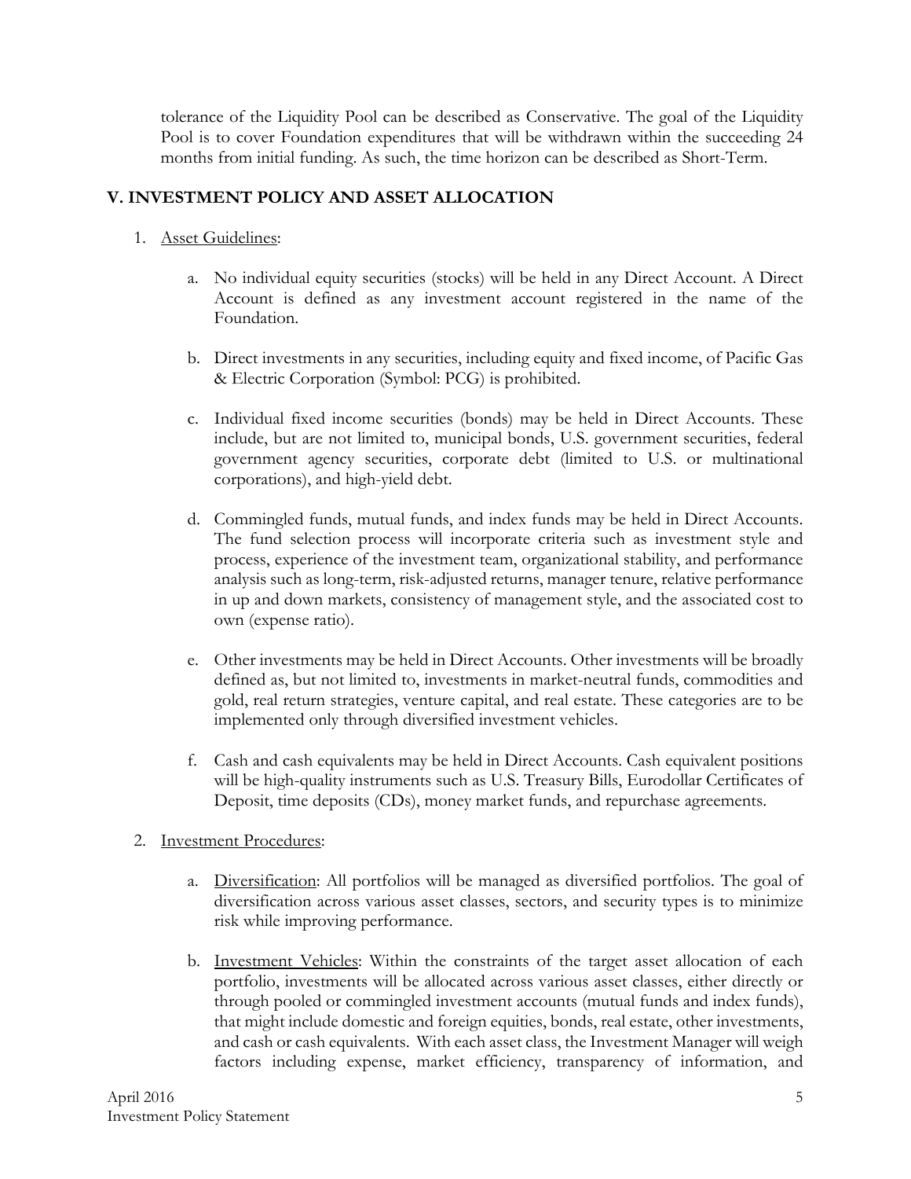tolerance of the Liquidity Pool can be described as Conservative. The goal of the Liquidity Pool is to cover Foundation expenditures that will be withdrawn within the succeeding 24 months from initial funding. As such, the time horizon can be described as Short-Term.

## V. INVESTMENT POLICY AND ASSET ALLOCATION

1. Asset Guidelines:

   a. No individual equity securities (stocks) will be held in any Direct Account. A Direct Account is defined as any investment account registered in the name of the Foundation.

   b. Direct investments in any securities, including equity and fixed income, of Pacific Gas & Electric Corporation (Symbol: PCG) is prohibited.

   c. Individual fixed income securities (bonds) may be held in Direct Accounts. These include, but are not limited to, municipal bonds, U.S. government securities, federal government agency securities, corporate debt (limited to U.S. or multinational corporations), and high-yield debt.

   d. Commingled funds, mutual funds, and index funds may be held in Direct Accounts. The fund selection process will incorporate criteria such as investment style and process, experience of the investment team, organizational stability, and performance analysis such as long-term, risk-adjusted returns, manager tenure, relative performance in up and down markets, consistency of management style, and the associated cost to own (expense ratio).

   e. Other investments may be held in Direct Accounts. Other investments will be broadly defined as, but not limited to, investments in market-neutral funds, commodities and gold, real return strategies, venture capital, and real estate. These categories are to be implemented only through diversified investment vehicles.

   f. Cash and cash equivalents may be held in Direct Accounts. Cash equivalent positions will be high-quality instruments such as U.S. Treasury Bills, Eurodollar Certificates of Deposit, time deposits (CDs), money market funds, and repurchase agreements.

2. Investment Procedures:

   a. Diversification: All portfolios will be managed as diversified portfolios. The goal of diversification across various asset classes, sectors, and security types is to minimize risk while improving performance.

   b. Investment Vehicles: Within the constraints of the target asset allocation of each portfolio, investments will be allocated across various asset classes, either directly or through pooled or commingled investment accounts (mutual funds and index funds), that might include domestic and foreign equities, bonds, real estate, other investments, and cash or cash equivalents. With each asset class, the Investment Manager will weigh factors including expense, market efficiency, transparency of information, and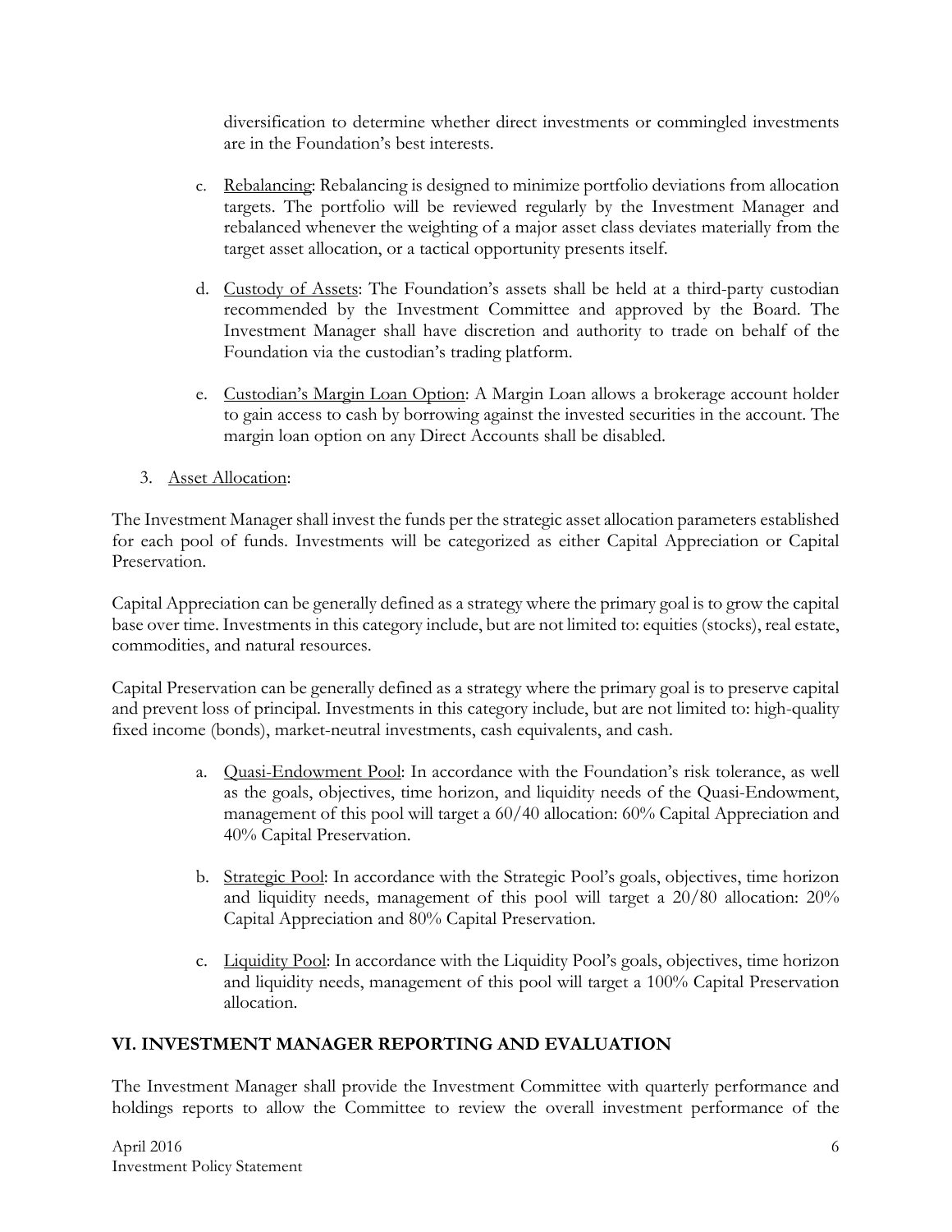diversification to determine whether direct investments or commingled investments are in the Foundation's best interests.

c. Rebalancing: Rebalancing is designed to minimize portfolio deviations from allocation targets. The portfolio will be reviewed regularly by the Investment Manager and rebalanced whenever the weighting of a major asset class deviates materially from the target asset allocation, or a tactical opportunity presents itself.

d. Custody of Assets: The Foundation's assets shall be held at a third-party custodian recommended by the Investment Committee and approved by the Board. The Investment Manager shall have discretion and authority to trade on behalf of the Foundation via the custodian's trading platform.

e. Custodian's Margin Loan Option: A Margin Loan allows a brokerage account holder to gain access to cash by borrowing against the invested securities in the account. The margin loan option on any Direct Accounts shall be disabled.

3. Asset Allocation:

The Investment Manager shall invest the funds per the strategic asset allocation parameters established for each pool of funds. Investments will be categorized as either Capital Appreciation or Capital Preservation.

Capital Appreciation can be generally defined as a strategy where the primary goal is to grow the capital base over time. Investments in this category include, but are not limited to: equities (stocks), real estate, commodities, and natural resources.

Capital Preservation can be generally defined as a strategy where the primary goal is to preserve capital and prevent loss of principal. Investments in this category include, but are not limited to: high-quality fixed income (bonds), market-neutral investments, cash equivalents, and cash.

a. Quasi-Endowment Pool: In accordance with the Foundation's risk tolerance, as well as the goals, objectives, time horizon, and liquidity needs of the Quasi-Endowment, management of this pool will target a 60/40 allocation: 60% Capital Appreciation and 40% Capital Preservation.

b. Strategic Pool: In accordance with the Strategic Pool's goals, objectives, time horizon and liquidity needs, management of this pool will target a 20/80 allocation: 20% Capital Appreciation and 80% Capital Preservation.

c. Liquidity Pool: In accordance with the Liquidity Pool's goals, objectives, time horizon and liquidity needs, management of this pool will target a 100% Capital Preservation allocation.

## VI. INVESTMENT MANAGER REPORTING AND EVALUATION

The Investment Manager shall provide the Investment Committee with quarterly performance and holdings reports to allow the Committee to review the overall investment performance of the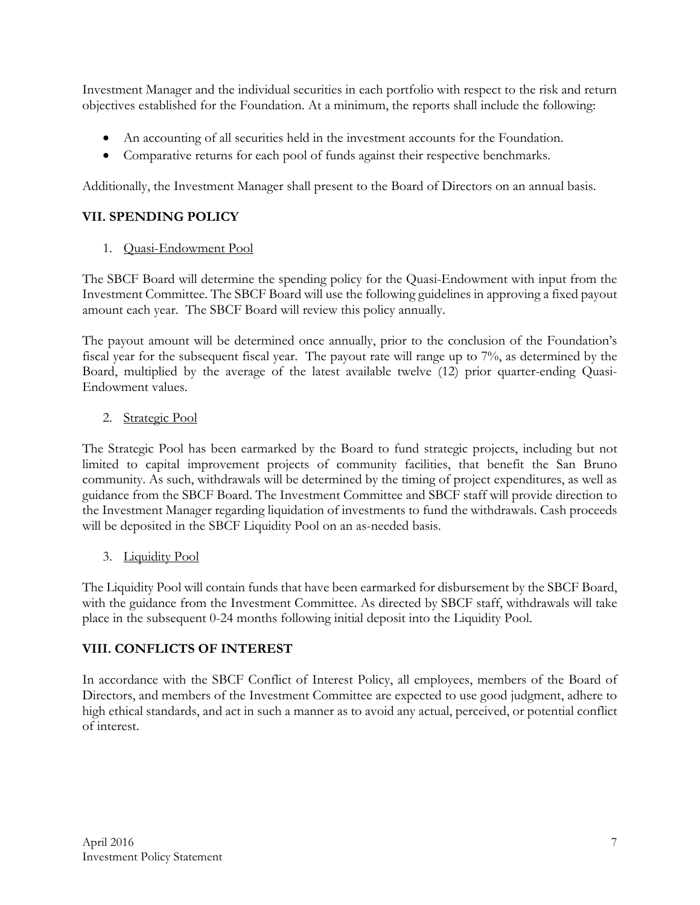Investment Manager and the individual securities in each portfolio with respect to the risk and return objectives established for the Foundation. At a minimum, the reports shall include the following:

- An accounting of all securities held in the investment accounts for the Foundation.
- Comparative returns for each pool of funds against their respective benchmarks.

Additionally, the Investment Manager shall present to the Board of Directors on an annual basis.

## VII. SPENDING POLICY

1. Quasi-Endowment Pool

The SBCF Board will determine the spending policy for the Quasi-Endowment with input from the Investment Committee. The SBCF Board will use the following guidelines in approving a fixed payout amount each year. The SBCF Board will review this policy annually.

The payout amount will be determined once annually, prior to the conclusion of the Foundation's fiscal year for the subsequent fiscal year. The payout rate will range up to 7%, as determined by the Board, multiplied by the average of the latest available twelve (12) prior quarter-ending Quasi-Endowment values.

2. Strategic Pool

The Strategic Pool has been earmarked by the Board to fund strategic projects, including but not limited to capital improvement projects of community facilities, that benefit the San Bruno community. As such, withdrawals will be determined by the timing of project expenditures, as well as guidance from the SBCF Board. The Investment Committee and SBCF staff will provide direction to the Investment Manager regarding liquidation of investments to fund the withdrawals. Cash proceeds will be deposited in the SBCF Liquidity Pool on an as-needed basis.

3. Liquidity Pool

The Liquidity Pool will contain funds that have been earmarked for disbursement by the SBCF Board, with the guidance from the Investment Committee. As directed by SBCF staff, withdrawals will take place in the subsequent 0-24 months following initial deposit into the Liquidity Pool.

## VIII. CONFLICTS OF INTEREST

In accordance with the SBCF Conflict of Interest Policy, all employees, members of the Board of Directors, and members of the Investment Committee are expected to use good judgment, adhere to high ethical standards, and act in such a manner as to avoid any actual, perceived, or potential conflict of interest.